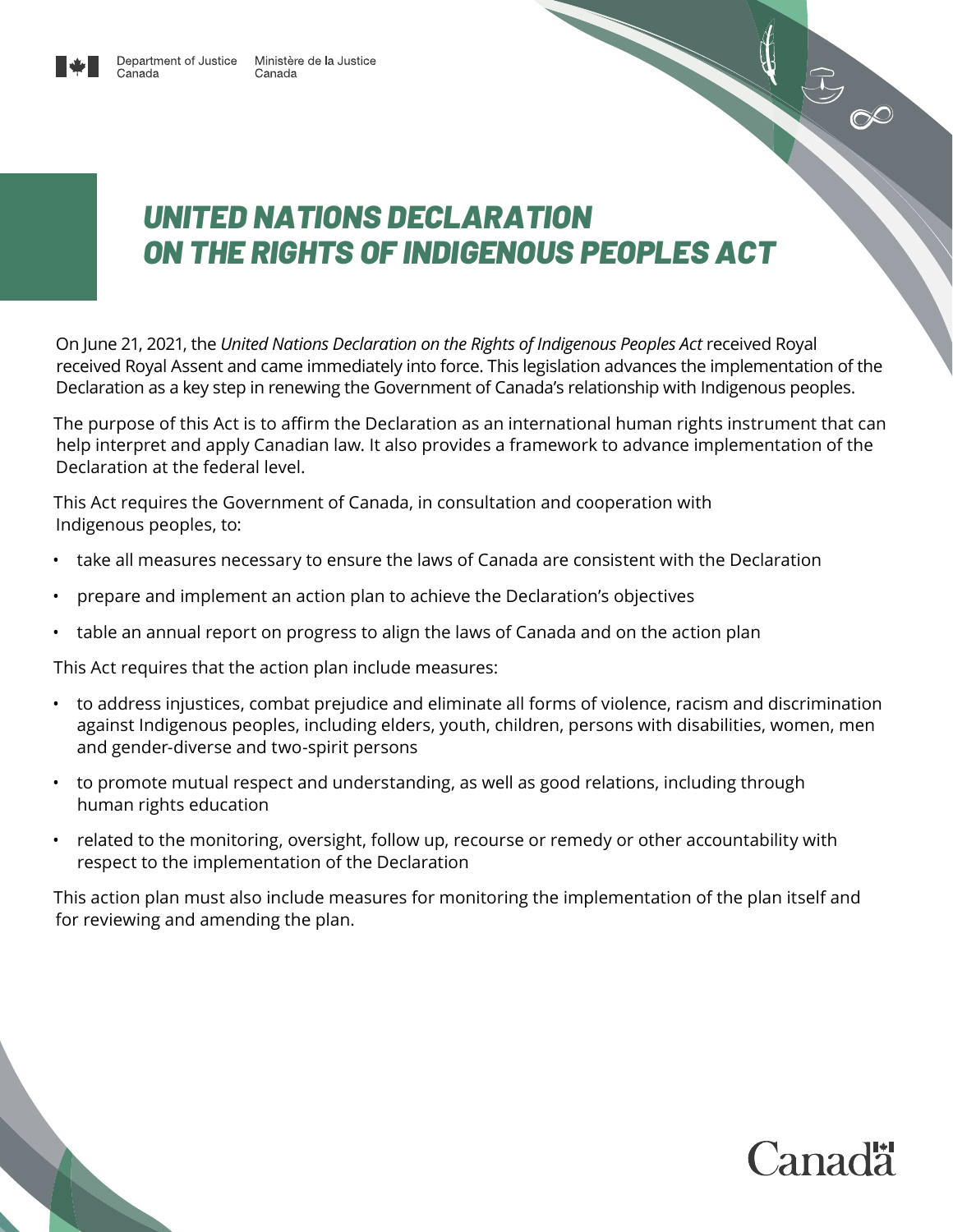Department of Justice Canada Ministère de la Justice Canada

# UNITED NATIONS DECLARATION ON THE RIGHTS OF INDIGENOUS PEOPLES ACT

On June 21, 2021, the *United Nations Declaration on the Rights of Indigenous Peoples Act* received Royal received Royal Assent and came immediately into force. This legislation advances the implementation of the Declaration as a key step in renewing the Government of Canada's relationship with Indigenous peoples.

The purpose of this Act is to affirm the Declaration as an international human rights instrument that can help interpret and apply Canadian law. It also provides a framework to advance implementation of the Declaration at the federal level.

This Act requires the Government of Canada, in consultation and cooperation with Indigenous peoples, to:

- take all measures necessary to ensure the laws of Canada are consistent with the Declaration
- prepare and implement an action plan to achieve the Declaration's objectives
- table an annual report on progress to align the laws of Canada and on the action plan

This Act requires that the action plan include measures:

- to address injustices, combat prejudice and eliminate all forms of violence, racism and discrimination against Indigenous peoples, including elders, youth, children, persons with disabilities, women, men and gender-diverse and two-spirit persons
- to promote mutual respect and understanding, as well as good relations, including through human rights education
- related to the monitoring, oversight, follow up, recourse or remedy or other accountability with respect to the implementation of the Declaration

This action plan must also include measures for monitoring the implementation of the plan itself and for reviewing and amending the plan.

Canada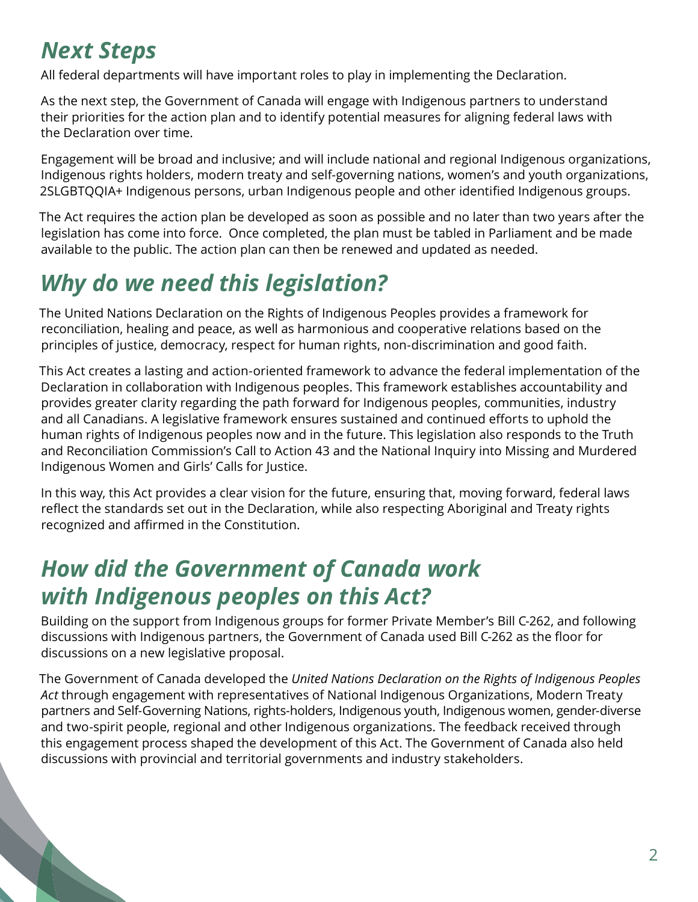## *Next Steps*

All federal departments will have important roles to play in implementing the Declaration.

As the next step, the Government of Canada will engage with Indigenous partners to understand their priorities for the action plan and to identify potential measures for aligning federal laws with the Declaration over time.

Engagement will be broad and inclusive; and will include national and regional Indigenous organizations, Indigenous rights holders, modern treaty and self-governing nations, women's and youth organizations, 2SLGBTQQIA+ Indigenous persons, urban Indigenous people and other identified Indigenous groups.

The Act requires the action plan be developed as soon as possible and no later than two years after the legislation has come into force. Once completed, the plan must be tabled in Parliament and be made available to the public. The action plan can then be renewed and updated as needed.

## *Why do we need this legislation?*

The United Nations Declaration on the Rights of Indigenous Peoples provides a framework for reconciliation, healing and peace, as well as harmonious and cooperative relations based on the principles of justice, democracy, respect for human rights, non-discrimination and good faith.

This Act creates a lasting and action-oriented framework to advance the federal implementation of the Declaration in collaboration with Indigenous peoples. This framework establishes accountability and provides greater clarity regarding the path forward for Indigenous peoples, communities, industry and all Canadians. A legislative framework ensures sustained and continued efforts to uphold the human rights of Indigenous peoples now and in the future. This legislation also responds to the Truth and Reconciliation Commission's Call to Action 43 and the National Inquiry into Missing and Murdered Indigenous Women and Girls' Calls for Justice.

In this way, this Act provides a clear vision for the future, ensuring that, moving forward, federal laws reflect the standards set out in the Declaration, while also respecting Aboriginal and Treaty rights recognized and affirmed in the Constitution.

## *How did the Government of Canada work with Indigenous peoples on this Act?*

Building on the support from Indigenous groups for former Private Member's Bill C-262, and following discussions with Indigenous partners, the Government of Canada used Bill C-262 as the floor for discussions on a new legislative proposal.

The Government of Canada developed the *United Nations Declaration on the Rights of Indigenous Peoples Act* through engagement with representatives of National Indigenous Organizations, Modern Treaty partners and Self-Governing Nations, rights-holders, Indigenous youth, Indigenous women, gender-diverse and two-spirit people, regional and other Indigenous organizations. The feedback received through this engagement process shaped the development of this Act. The Government of Canada also held discussions with provincial and territorial governments and industry stakeholders.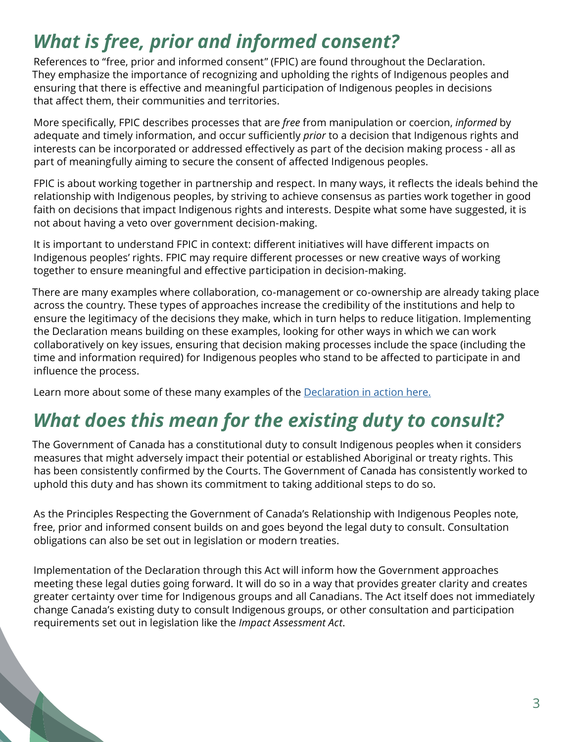## *What is free, prior and informed consent?*

References to "free, prior and informed consent" (FPIC) are found throughout the Declaration. They emphasize the importance of recognizing and upholding the rights of Indigenous peoples and ensuring that there is effective and meaningful participation of Indigenous peoples in decisions that affect them, their communities and territories.

More specifically, FPIC describes processes that are *free* from manipulation or coercion, *informed* by adequate and timely information, and occur sufficiently *prior* to a decision that Indigenous rights and interests can be incorporated or addressed effectively as part of the decision making process - all as part of meaningfully aiming to secure the consent of affected Indigenous peoples.

FPIC is about working together in partnership and respect. In many ways, it reflects the ideals behind the relationship with Indigenous peoples, by striving to achieve consensus as parties work together in good faith on decisions that impact Indigenous rights and interests. Despite what some have suggested, it is not about having a veto over government decision-making.

It is important to understand FPIC in context: different initiatives will have different impacts on Indigenous peoples' rights. FPIC may require different processes or new creative ways of working together to ensure meaningful and effective participation in decision-making.

There are many examples where collaboration, co-management or co-ownership are already taking place across the country. These types of approaches increase the credibility of the institutions and help to ensure the legitimacy of the decisions they make, which in turn helps to reduce litigation. Implementing the Declaration means building on these examples, looking for other ways in which we can work collaboratively on key issues, ensuring that decision making processes include the space (including the time and information required) for Indigenous peoples who stand to be affected to participate in and influence the process.

Learn more about some of these many examples of the Declaration in action here.

## *What does this mean for the existing duty to consult?*

The Government of Canada has a constitutional duty to consult Indigenous peoples when it considers measures that might adversely impact their potential or established Aboriginal or treaty rights. This has been consistently confirmed by the Courts. The Government of Canada has consistently worked to uphold this duty and has shown its commitment to taking additional steps to do so.

As the Principles Respecting the Government of Canada's Relationship with Indigenous Peoples note, free, prior and informed consent builds on and goes beyond the legal duty to consult. Consultation obligations can also be set out in legislation or modern treaties.

Implementation of the Declaration through this Act will inform how the Government approaches meeting these legal duties going forward. It will do so in a way that provides greater clarity and creates greater certainty over time for Indigenous groups and all Canadians. The Act itself does not immediately change Canada's existing duty to consult Indigenous groups, or other consultation and participation requirements set out in legislation like the *Impact Assessment Act*.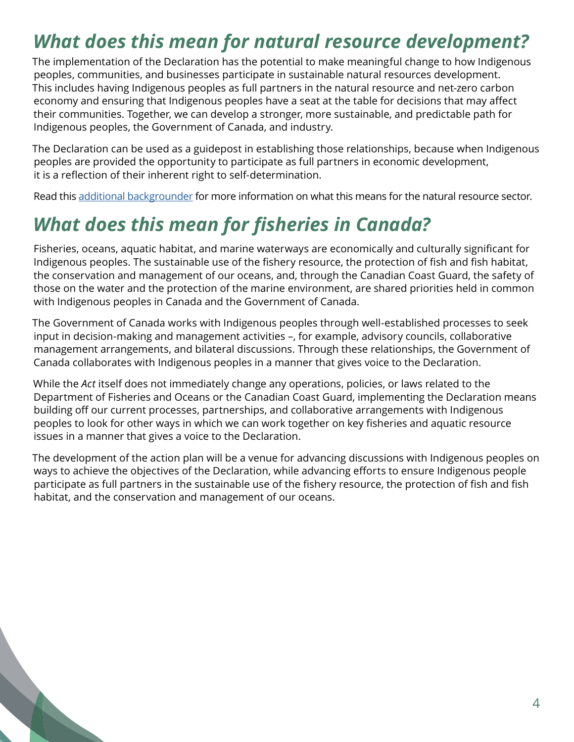## *What does this mean for natural resource development?*

The implementation of the Declaration has the potential to make meaningful change to how Indigenous peoples, communities, and businesses participate in sustainable natural resources development. This includes having Indigenous peoples as full partners in the natural resource and net-zero carbon economy and ensuring that Indigenous peoples have a seat at the table for decisions that may affect their communities. Together, we can develop a stronger, more sustainable, and predictable path for Indigenous peoples, the Government of Canada, and industry.

The Declaration can be used as a guidepost in establishing those relationships, because when Indigenous peoples are provided the opportunity to participate as full partners in economic development, it is a reflection of their inherent right to self-determination.

Read this additional backgrounder for more information on what this means for the natural resource sector.

## *What does this mean for fisheries in Canada?*

Fisheries, oceans, aquatic habitat, and marine waterways are economically and culturally significant for Indigenous peoples. The sustainable use of the fishery resource, the protection of fish and fish habitat, the conservation and management of our oceans, and, through the Canadian Coast Guard, the safety of those on the water and the protection of the marine environment, are shared priorities held in common with Indigenous peoples in Canada and the Government of Canada.

The Government of Canada works with Indigenous peoples through well-established processes to seek input in decision-making and management activities –, for example, advisory councils, collaborative management arrangements, and bilateral discussions. Through these relationships, the Government of Canada collaborates with Indigenous peoples in a manner that gives voice to the Declaration.

While the *Act* itself does not immediately change any operations, policies, or laws related to the Department of Fisheries and Oceans or the Canadian Coast Guard, implementing the Declaration means building off our current processes, partnerships, and collaborative arrangements with Indigenous peoples to look for other ways in which we can work together on key fisheries and aquatic resource issues in a manner that gives a voice to the Declaration.

The development of the action plan will be a venue for advancing discussions with Indigenous peoples on ways to achieve the objectives of the Declaration, while advancing efforts to ensure Indigenous people participate as full partners in the sustainable use of the fishery resource, the protection of fish and fish habitat, and the conservation and management of our oceans.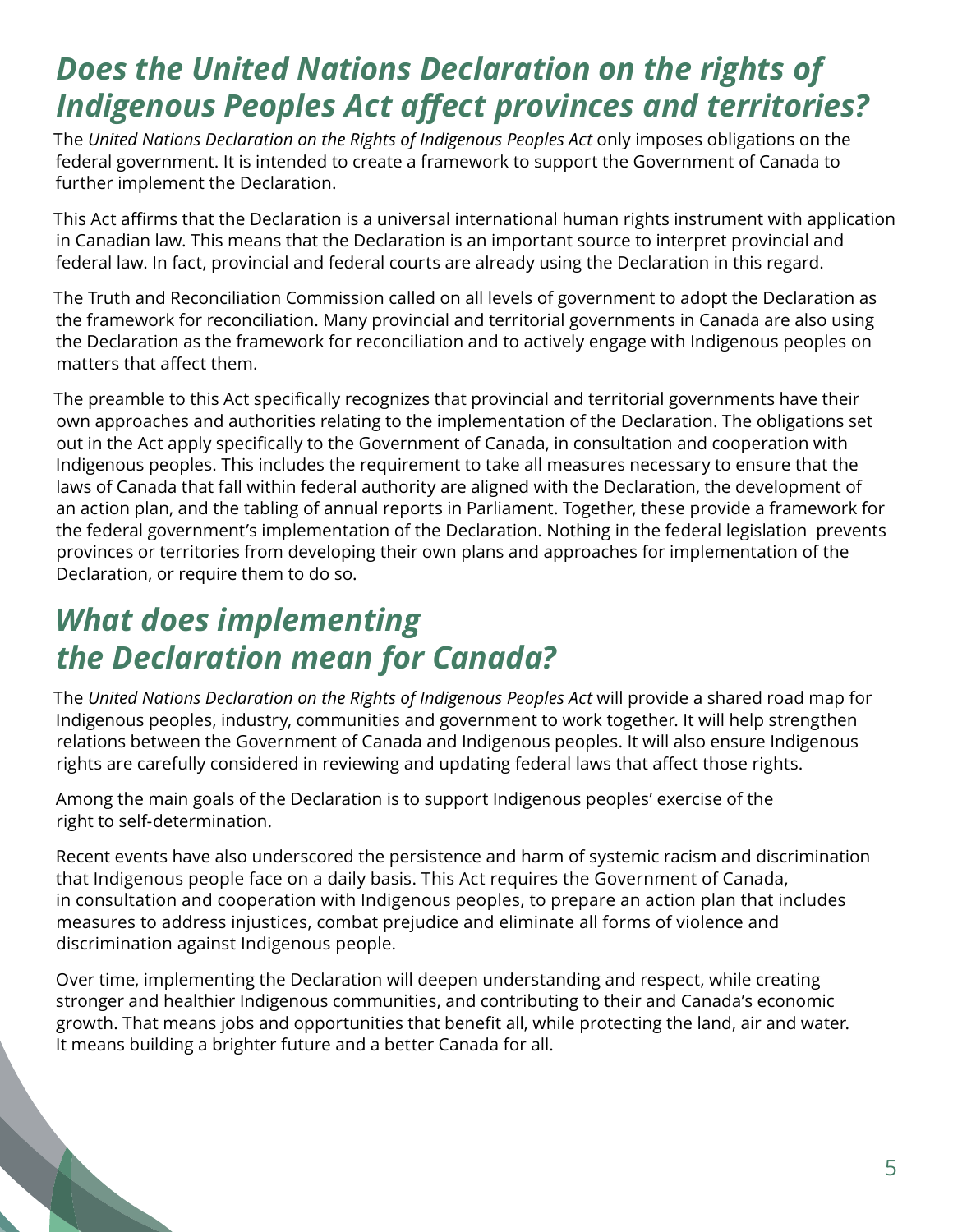## *Does the United Nations Declaration on the rights of Indigenous Peoples Act affect provinces and territories?*

The *United Nations Declaration on the Rights of Indigenous Peoples Act* only imposes obligations on the federal government. It is intended to create a framework to support the Government of Canada to further implement the Declaration.

This Act affirms that the Declaration is a universal international human rights instrument with application in Canadian law. This means that the Declaration is an important source to interpret provincial and federal law. In fact, provincial and federal courts are already using the Declaration in this regard.

The Truth and Reconciliation Commission called on all levels of government to adopt the Declaration as the framework for reconciliation. Many provincial and territorial governments in Canada are also using the Declaration as the framework for reconciliation and to actively engage with Indigenous peoples on matters that affect them.

The preamble to this Act specifically recognizes that provincial and territorial governments have their own approaches and authorities relating to the implementation of the Declaration. The obligations set out in the Act apply specifically to the Government of Canada, in consultation and cooperation with Indigenous peoples. This includes the requirement to take all measures necessary to ensure that the laws of Canada that fall within federal authority are aligned with the Declaration, the development of an action plan, and the tabling of annual reports in Parliament. Together, these provide a framework for the federal government's implementation of the Declaration. Nothing in the federal legislation prevents provinces or territories from developing their own plans and approaches for implementation of the Declaration, or require them to do so.

## *What does implementing the Declaration mean for Canada?*

The *United Nations Declaration on the Rights of Indigenous Peoples Act* will provide a shared road map for Indigenous peoples, industry, communities and government to work together. It will help strengthen relations between the Government of Canada and Indigenous peoples. It will also ensure Indigenous rights are carefully considered in reviewing and updating federal laws that affect those rights.

Among the main goals of the Declaration is to support Indigenous peoples' exercise of the right to self-determination.

Recent events have also underscored the persistence and harm of systemic racism and discrimination that Indigenous people face on a daily basis. This Act requires the Government of Canada, in consultation and cooperation with Indigenous peoples, to prepare an action plan that includes measures to address injustices, combat prejudice and eliminate all forms of violence and discrimination against Indigenous people.

Over time, implementing the Declaration will deepen understanding and respect, while creating stronger and healthier Indigenous communities, and contributing to their and Canada's economic growth. That means jobs and opportunities that benefit all, while protecting the land, air and water. It means building a brighter future and a better Canada for all.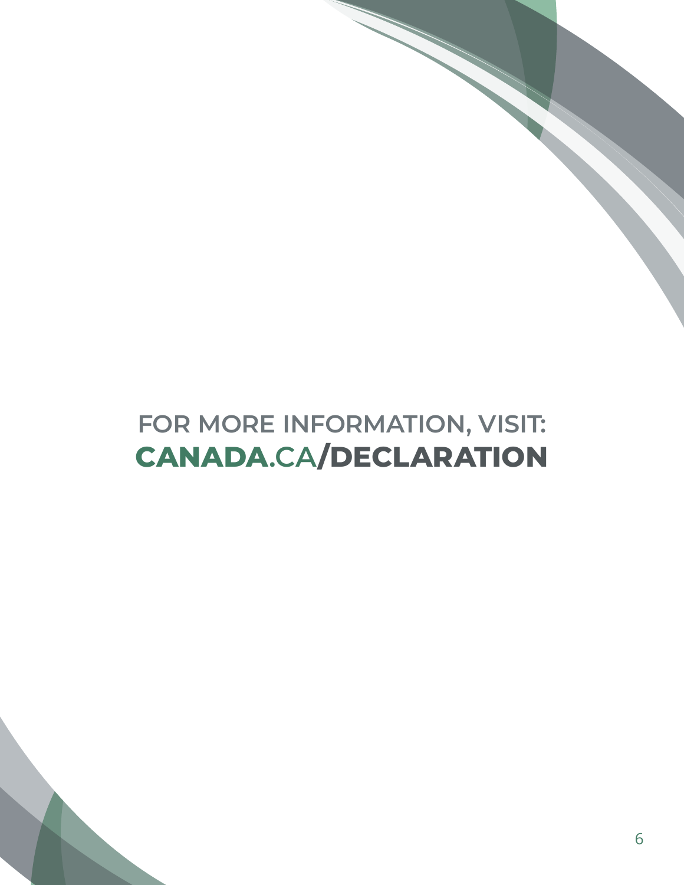FOR MORE INFORMATION, VISIT:
**CANADA.CA/DECLARATION**